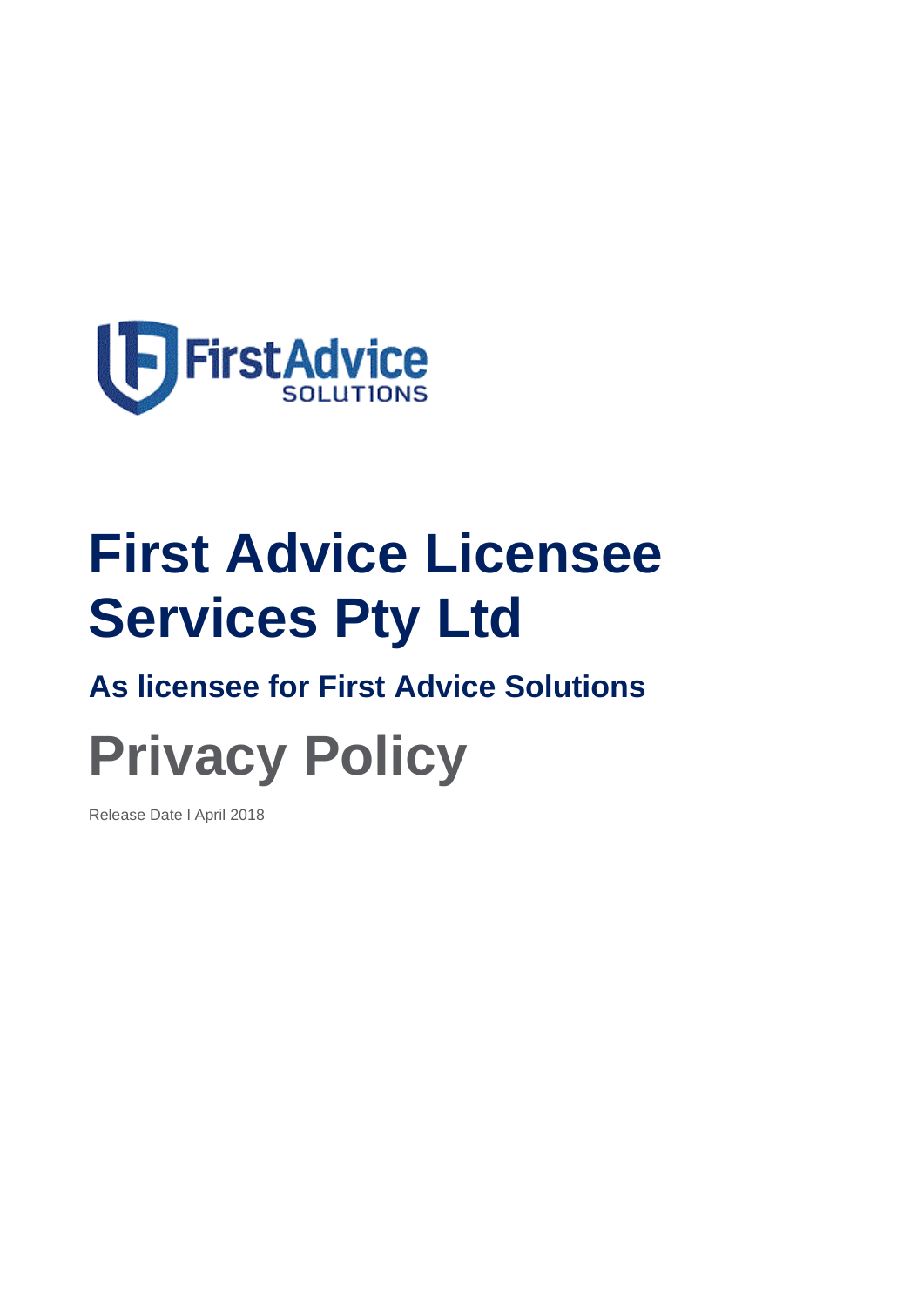# First Advice Licensee Services Pty Ltd

## As licensee for First Advice Solutions

# Privacy Policy

Release Date l April 2018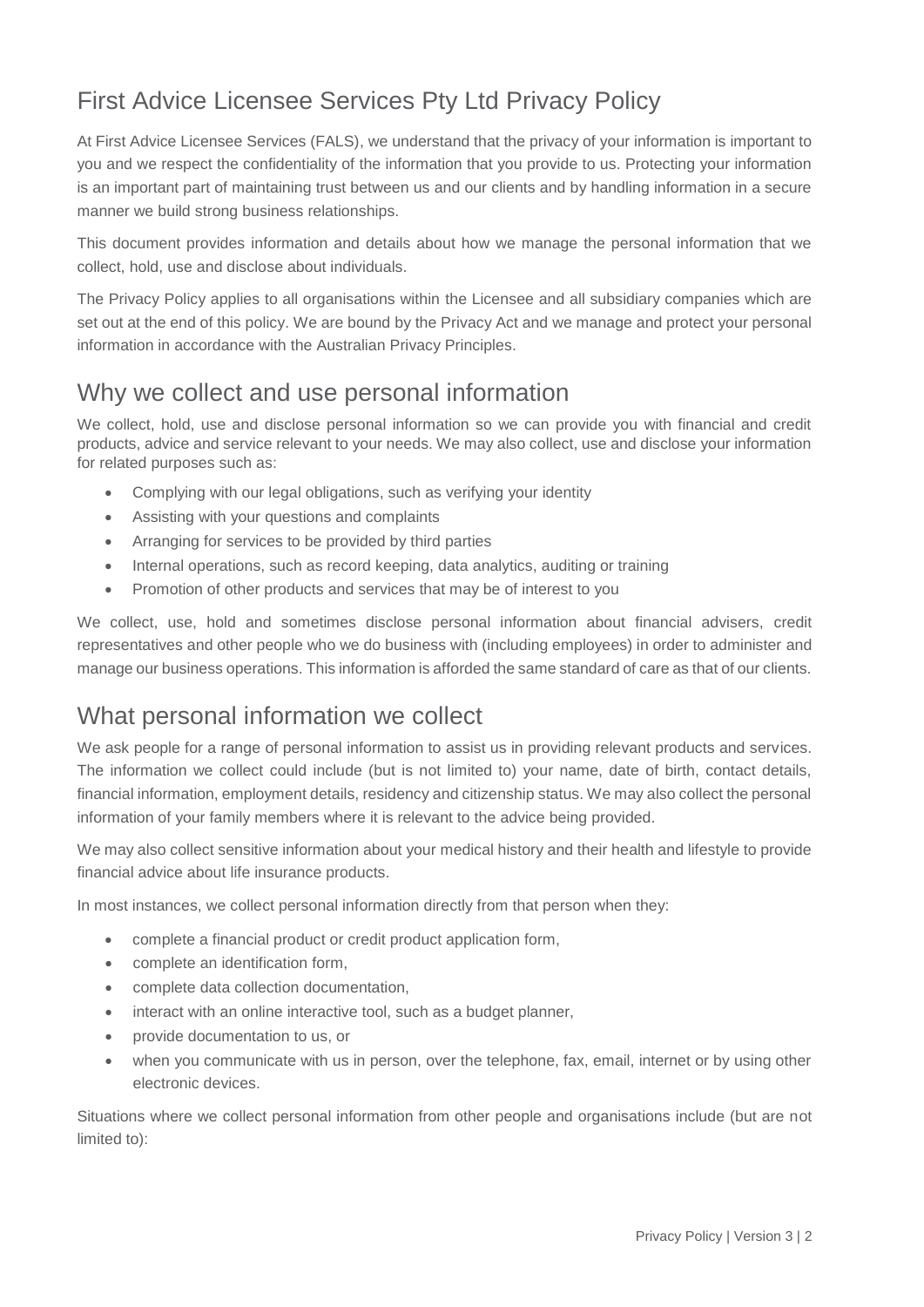# First Advice Licensee Services Pty Ltd Privacy Policy

At First Advice Licensee Services (FALS), we understand that the privacy of your information is important to you and we respect the confidentiality of the information that you provide to us. Protecting your information is an important part of maintaining trust between us and our clients and by handling information in a secure manner we build strong business relationships.

This document provides information and details about how we manage the personal information that we collect, hold, use and disclose about individuals.

The Privacy Policy applies to all organisations within the Licensee and all subsidiary companies which are set out at the end of this policy. We are bound by the Privacy Act and we manage and protect your personal information in accordance with the Australian Privacy Principles.

## Why we collect and use personal information

We collect, hold, use and disclose personal information so we can provide you with financial and credit products, advice and service relevant to your needs. We may also collect, use and disclose your information for related purposes such as:

- Complying with our legal obligations, such as verifying your identity
- Assisting with your questions and complaints
- Arranging for services to be provided by third parties
- Internal operations, such as record keeping, data analytics, auditing or training
- Promotion of other products and services that may be of interest to you

We collect, use, hold and sometimes disclose personal information about financial advisers, credit representatives and other people who we do business with (including employees) in order to administer and manage our business operations. This information is afforded the same standard of care as that of our clients.

## What personal information we collect

We ask people for a range of personal information to assist us in providing relevant products and services. The information we collect could include (but is not limited to) your name, date of birth, contact details, financial information, employment details, residency and citizenship status. We may also collect the personal information of your family members where it is relevant to the advice being provided.

We may also collect sensitive information about your medical history and their health and lifestyle to provide financial advice about life insurance products.

In most instances, we collect personal information directly from that person when they:

- complete a financial product or credit product application form,
- complete an identification form,
- complete data collection documentation,
- interact with an online interactive tool, such as a budget planner,
- provide documentation to us, or
- when you communicate with us in person, over the telephone, fax, email, internet or by using other electronic devices.

Situations where we collect personal information from other people and organisations include (but are not limited to):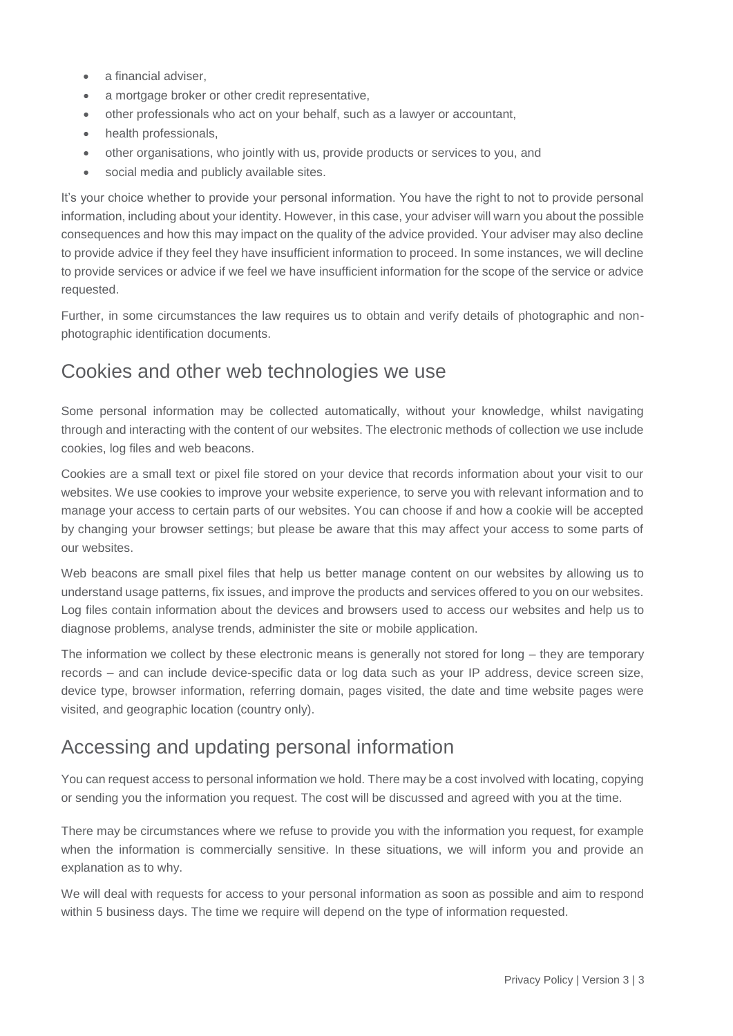- a financial adviser,
- a mortgage broker or other credit representative,
- other professionals who act on your behalf, such as a lawyer or accountant,
- health professionals,
- other organisations, who jointly with us, provide products or services to you, and
- social media and publicly available sites.

It's your choice whether to provide your personal information. You have the right to not to provide personal information, including about your identity. However, in this case, your adviser will warn you about the possible consequences and how this may impact on the quality of the advice provided. Your adviser may also decline to provide advice if they feel they have insufficient information to proceed. In some instances, we will decline to provide services or advice if we feel we have insufficient information for the scope of the service or advice requested.

Further, in some circumstances the law requires us to obtain and verify details of photographic and non-photographic identification documents.

## Cookies and other web technologies we use

Some personal information may be collected automatically, without your knowledge, whilst navigating through and interacting with the content of our websites. The electronic methods of collection we use include cookies, log files and web beacons.

Cookies are a small text or pixel file stored on your device that records information about your visit to our websites. We use cookies to improve your website experience, to serve you with relevant information and to manage your access to certain parts of our websites. You can choose if and how a cookie will be accepted by changing your browser settings; but please be aware that this may affect your access to some parts of our websites.

Web beacons are small pixel files that help us better manage content on our websites by allowing us to understand usage patterns, fix issues, and improve the products and services offered to you on our websites. Log files contain information about the devices and browsers used to access our websites and help us to diagnose problems, analyse trends, administer the site or mobile application.

The information we collect by these electronic means is generally not stored for long – they are temporary records – and can include device-specific data or log data such as your IP address, device screen size, device type, browser information, referring domain, pages visited, the date and time website pages were visited, and geographic location (country only).

## Accessing and updating personal information

You can request access to personal information we hold. There may be a cost involved with locating, copying or sending you the information you request. The cost will be discussed and agreed with you at the time.

There may be circumstances where we refuse to provide you with the information you request, for example when the information is commercially sensitive. In these situations, we will inform you and provide an explanation as to why.

We will deal with requests for access to your personal information as soon as possible and aim to respond within 5 business days. The time we require will depend on the type of information requested.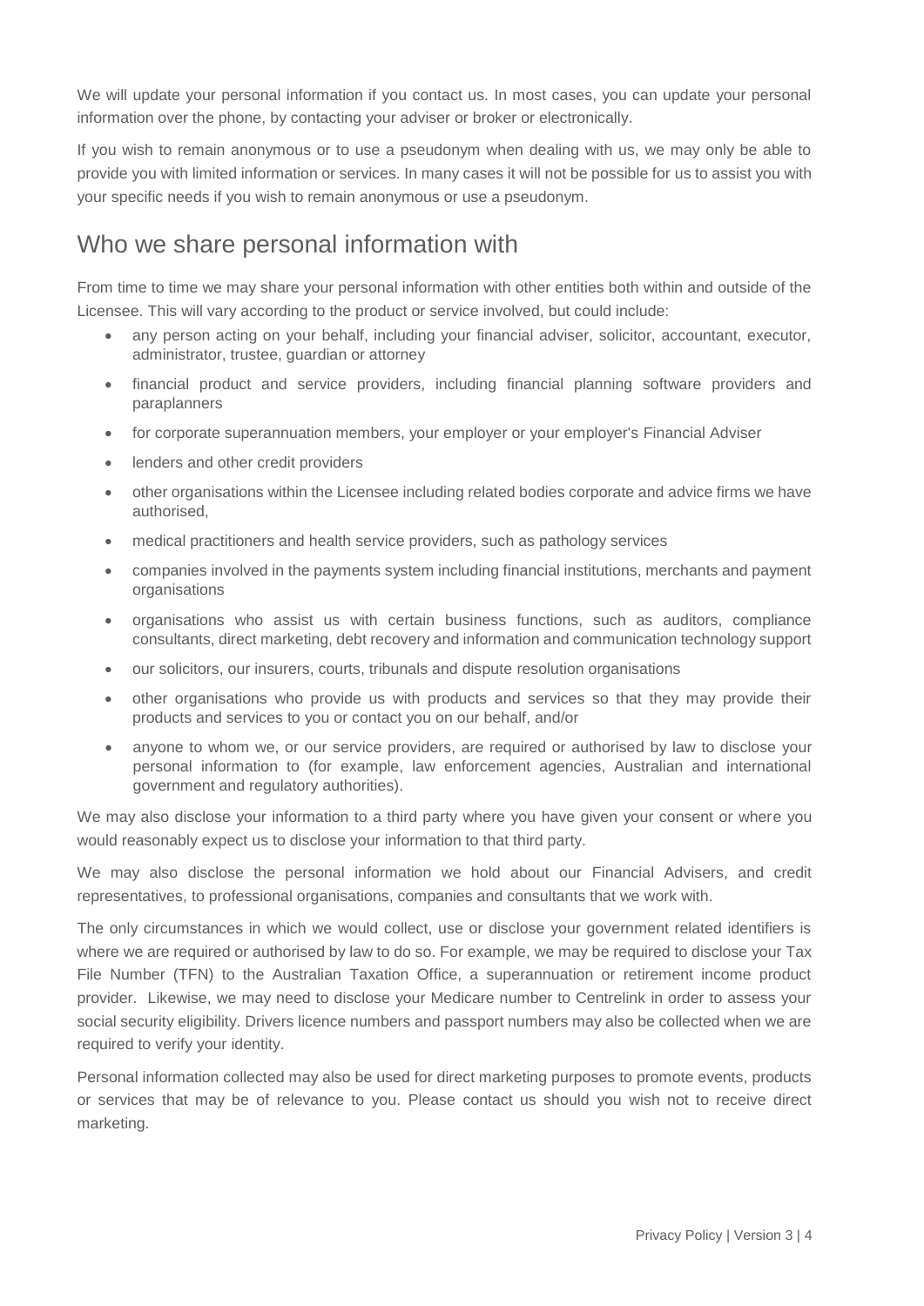We will update your personal information if you contact us. In most cases, you can update your personal information over the phone, by contacting your adviser or broker or electronically.

If you wish to remain anonymous or to use a pseudonym when dealing with us, we may only be able to provide you with limited information or services. In many cases it will not be possible for us to assist you with your specific needs if you wish to remain anonymous or use a pseudonym.

## Who we share personal information with

From time to time we may share your personal information with other entities both within and outside of the Licensee. This will vary according to the product or service involved, but could include:

- any person acting on your behalf, including your financial adviser, solicitor, accountant, executor, administrator, trustee, guardian or attorney
- financial product and service providers, including financial planning software providers and paraplanners
- for corporate superannuation members, your employer or your employer's Financial Adviser
- lenders and other credit providers
- other organisations within the Licensee including related bodies corporate and advice firms we have authorised,
- medical practitioners and health service providers, such as pathology services
- companies involved in the payments system including financial institutions, merchants and payment organisations
- organisations who assist us with certain business functions, such as auditors, compliance consultants, direct marketing, debt recovery and information and communication technology support
- our solicitors, our insurers, courts, tribunals and dispute resolution organisations
- other organisations who provide us with products and services so that they may provide their products and services to you or contact you on our behalf, and/or
- anyone to whom we, or our service providers, are required or authorised by law to disclose your personal information to (for example, law enforcement agencies, Australian and international government and regulatory authorities).

We may also disclose your information to a third party where you have given your consent or where you would reasonably expect us to disclose your information to that third party.

We may also disclose the personal information we hold about our Financial Advisers, and credit representatives, to professional organisations, companies and consultants that we work with.

The only circumstances in which we would collect, use or disclose your government related identifiers is where we are required or authorised by law to do so. For example, we may be required to disclose your Tax File Number (TFN) to the Australian Taxation Office, a superannuation or retirement income product provider. Likewise, we may need to disclose your Medicare number to Centrelink in order to assess your social security eligibility. Drivers licence numbers and passport numbers may also be collected when we are required to verify your identity.

Personal information collected may also be used for direct marketing purposes to promote events, products or services that may be of relevance to you. Please contact us should you wish not to receive direct marketing.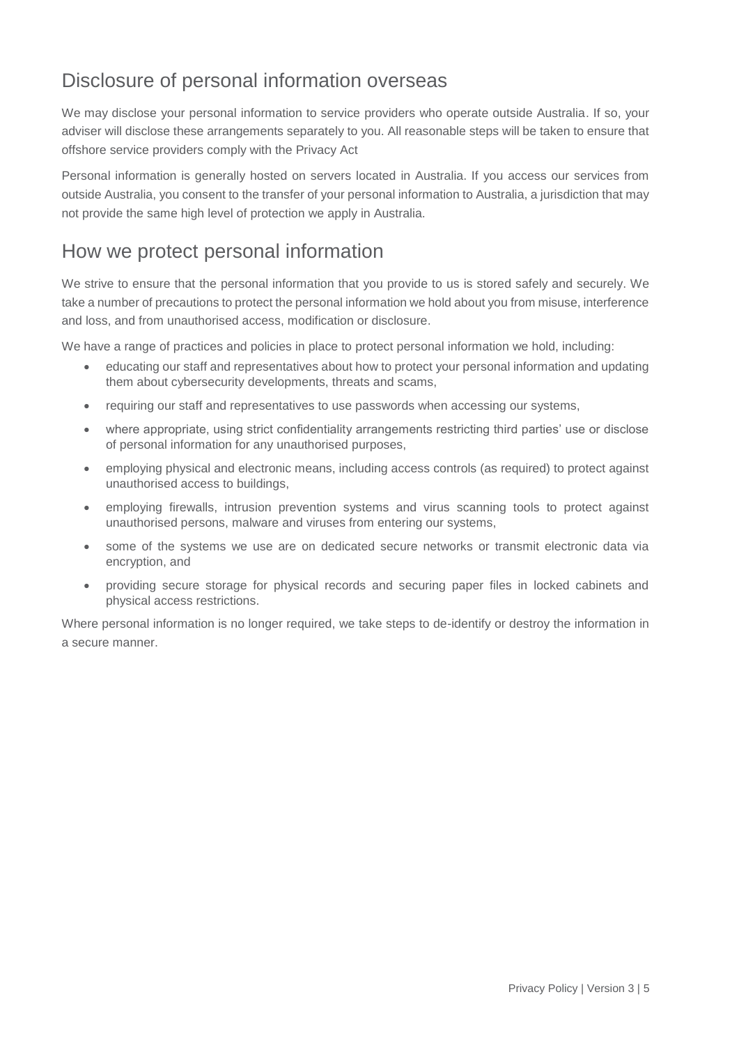## Disclosure of personal information overseas

We may disclose your personal information to service providers who operate outside Australia. If so, your adviser will disclose these arrangements separately to you. All reasonable steps will be taken to ensure that offshore service providers comply with the Privacy Act

Personal information is generally hosted on servers located in Australia. If you access our services from outside Australia, you consent to the transfer of your personal information to Australia, a jurisdiction that may not provide the same high level of protection we apply in Australia.

## How we protect personal information

We strive to ensure that the personal information that you provide to us is stored safely and securely. We take a number of precautions to protect the personal information we hold about you from misuse, interference and loss, and from unauthorised access, modification or disclosure.

We have a range of practices and policies in place to protect personal information we hold, including:

- educating our staff and representatives about how to protect your personal information and updating them about cybersecurity developments, threats and scams,
- requiring our staff and representatives to use passwords when accessing our systems,
- where appropriate, using strict confidentiality arrangements restricting third parties' use or disclose of personal information for any unauthorised purposes,
- employing physical and electronic means, including access controls (as required) to protect against unauthorised access to buildings,
- employing firewalls, intrusion prevention systems and virus scanning tools to protect against unauthorised persons, malware and viruses from entering our systems,
- some of the systems we use are on dedicated secure networks or transmit electronic data via encryption, and
- providing secure storage for physical records and securing paper files in locked cabinets and physical access restrictions.

Where personal information is no longer required, we take steps to de-identify or destroy the information in a secure manner.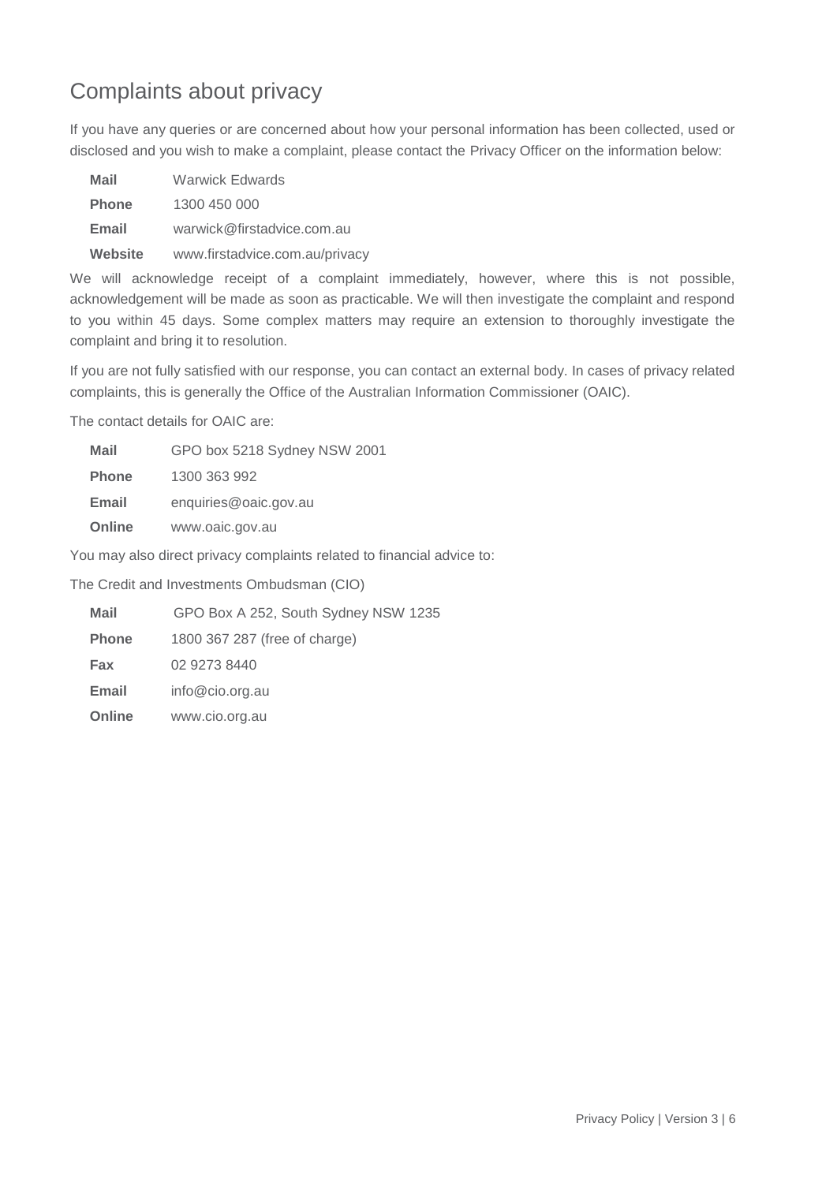## Complaints about privacy

If you have any queries or are concerned about how your personal information has been collected, used or disclosed and you wish to make a complaint, please contact the Privacy Officer on the information below:

| | |
|---|---|
| **Mail** | Warwick Edwards |
| **Phone** | 1300 450 000 |
| **Email** | warwick@firstadvice.com.au |
| **Website** | www.firstadvice.com.au/privacy |

We will acknowledge receipt of a complaint immediately, however, where this is not possible, acknowledgement will be made as soon as practicable. We will then investigate the complaint and respond to you within 45 days. Some complex matters may require an extension to thoroughly investigate the complaint and bring it to resolution.

If you are not fully satisfied with our response, you can contact an external body. In cases of privacy related complaints, this is generally the Office of the Australian Information Commissioner (OAIC).

The contact details for OAIC are:

| | |
|---|---|
| **Mail** | GPO box 5218 Sydney NSW 2001 |
| **Phone** | 1300 363 992 |
| **Email** | enquiries@oaic.gov.au |
| **Online** | www.oaic.gov.au |

You may also direct privacy complaints related to financial advice to:

The Credit and Investments Ombudsman (CIO)

| | |
|---|---|
| **Mail** | GPO Box A 252, South Sydney NSW 1235 |
| **Phone** | 1800 367 287 (free of charge) |
| **Fax** | 02 9273 8440 |
| **Email** | info@cio.org.au |
| **Online** | www.cio.org.au |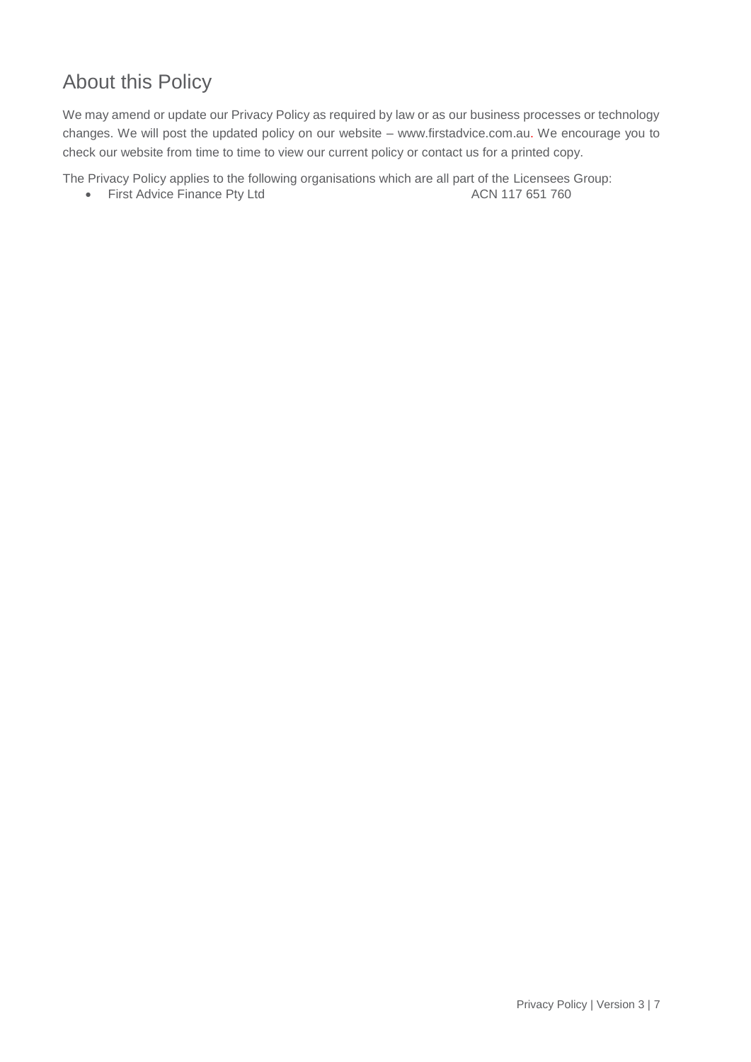# About this Policy

We may amend or update our Privacy Policy as required by law or as our business processes or technology changes. We will post the updated policy on our website – www.firstadvice.com.au. We encourage you to check our website from time to time to view our current policy or contact us for a printed copy.

The Privacy Policy applies to the following organisations which are all part of the Licensees Group:

- First Advice Finance Pty Ltd ACN 117 651 760